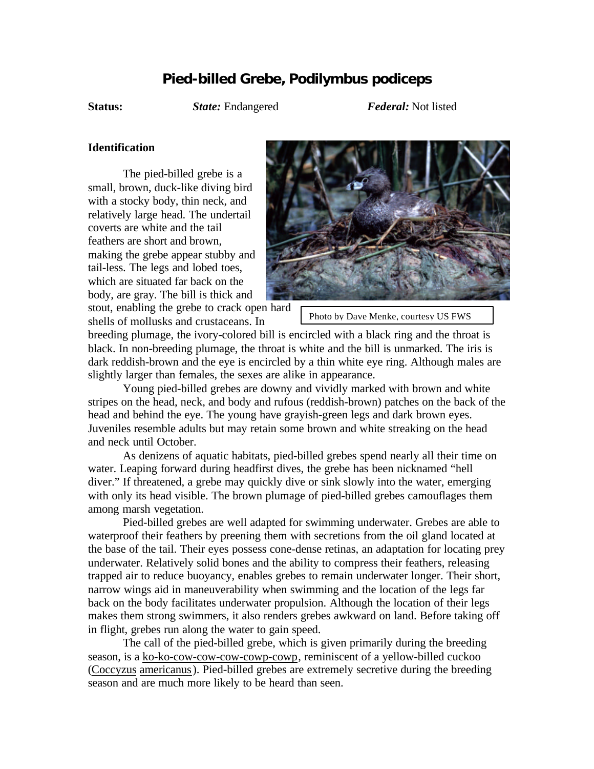# Pied-billed Grebe, Podilymbus podiceps

**Status:** ***State:*** Endangered ***Federal:*** Not listed

### Identification

Photo by Dave Menke, courtesy US FWS

The pied-billed grebe is a small, brown, duck-like diving bird with a stocky body, thin neck, and relatively large head. The undertail coverts are white and the tail feathers are short and brown, making the grebe appear stubby and tail-less. The legs and lobed toes, which are situated far back on the body, are gray. The bill is thick and stout, enabling the grebe to crack open hard shells of mollusks and crustaceans. In breeding plumage, the ivory-colored bill is encircled with a black ring and the throat is black. In non-breeding plumage, the throat is white and the bill is unmarked. The iris is dark reddish-brown and the eye is encircled by a thin white eye ring. Although males are slightly larger than females, the sexes are alike in appearance.

Young pied-billed grebes are downy and vividly marked with brown and white stripes on the head, neck, and body and rufous (reddish-brown) patches on the back of the head and behind the eye. The young have grayish-green legs and dark brown eyes. Juveniles resemble adults but may retain some brown and white streaking on the head and neck until October.

As denizens of aquatic habitats, pied-billed grebes spend nearly all their time on water. Leaping forward during headfirst dives, the grebe has been nicknamed "hell diver." If threatened, a grebe may quickly dive or sink slowly into the water, emerging with only its head visible. The brown plumage of pied-billed grebes camouflages them among marsh vegetation.

Pied-billed grebes are well adapted for swimming underwater. Grebes are able to waterproof their feathers by preening them with secretions from the oil gland located at the base of the tail. Their eyes possess cone-dense retinas, an adaptation for locating prey underwater. Relatively solid bones and the ability to compress their feathers, releasing trapped air to reduce buoyancy, enables grebes to remain underwater longer. Their short, narrow wings aid in maneuverability when swimming and the location of the legs far back on the body facilitates underwater propulsion. Although the location of their legs makes them strong swimmers, it also renders grebes awkward on land. Before taking off in flight, grebes run along the water to gain speed.

The call of the pied-billed grebe, which is given primarily during the breeding season, is a ko-ko-cow-cow-cow-cowp-cowp, reminiscent of a yellow-billed cuckoo (Coccyzus americanus). Pied-billed grebes are extremely secretive during the breeding season and are much more likely to be heard than seen.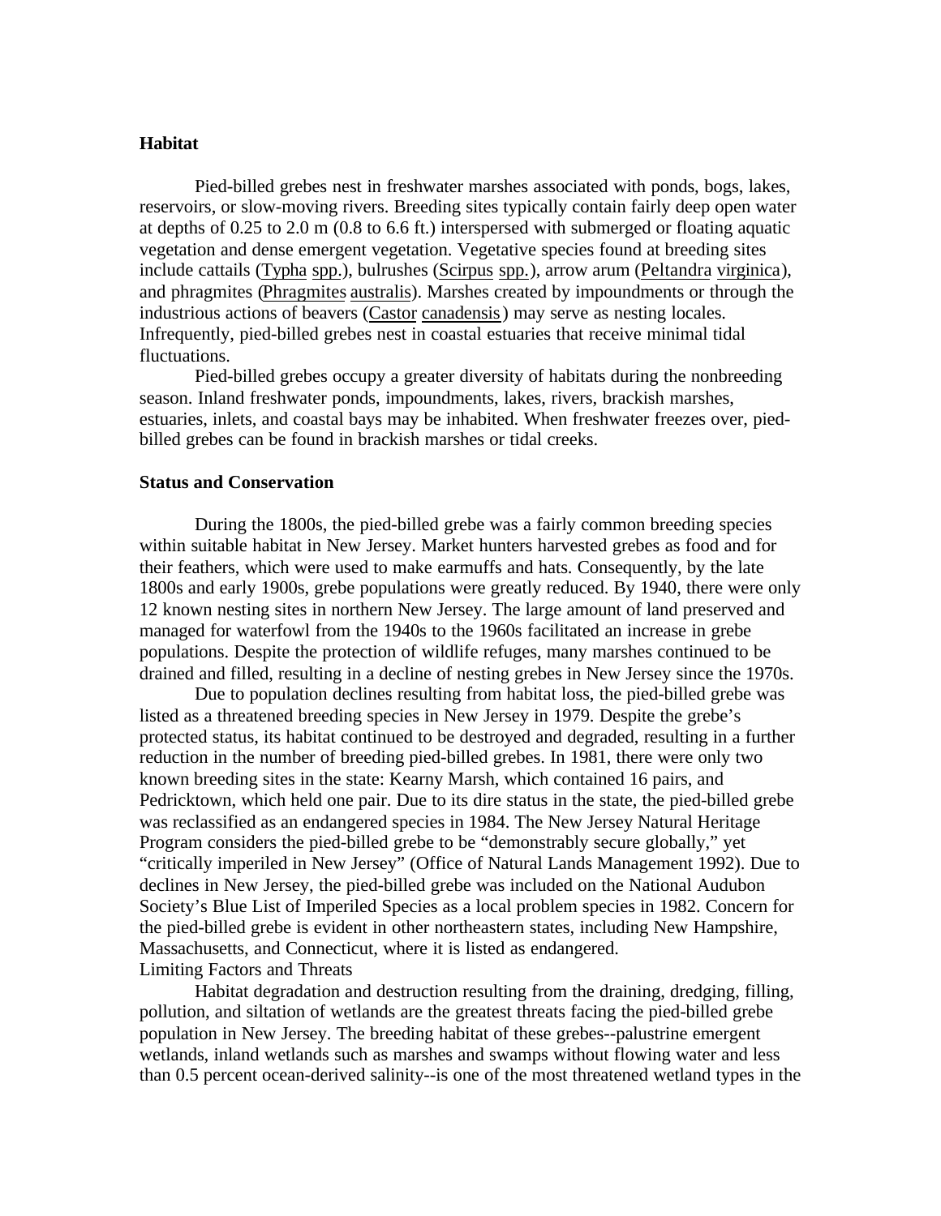## Habitat

Pied-billed grebes nest in freshwater marshes associated with ponds, bogs, lakes, reservoirs, or slow-moving rivers. Breeding sites typically contain fairly deep open water at depths of 0.25 to 2.0 m (0.8 to 6.6 ft.) interspersed with submerged or floating aquatic vegetation and dense emergent vegetation. Vegetative species found at breeding sites include cattails (Typha spp.), bulrushes (Scirpus spp.), arrow arum (Peltandra virginica), and phragmites (Phragmites australis). Marshes created by impoundments or through the industrious actions of beavers (Castor canadensis) may serve as nesting locales. Infrequently, pied-billed grebes nest in coastal estuaries that receive minimal tidal fluctuations.

Pied-billed grebes occupy a greater diversity of habitats during the nonbreeding season. Inland freshwater ponds, impoundments, lakes, rivers, brackish marshes, estuaries, inlets, and coastal bays may be inhabited. When freshwater freezes over, pied-billed grebes can be found in brackish marshes or tidal creeks.

## Status and Conservation

During the 1800s, the pied-billed grebe was a fairly common breeding species within suitable habitat in New Jersey. Market hunters harvested grebes as food and for their feathers, which were used to make earmuffs and hats. Consequently, by the late 1800s and early 1900s, grebe populations were greatly reduced. By 1940, there were only 12 known nesting sites in northern New Jersey. The large amount of land preserved and managed for waterfowl from the 1940s to the 1960s facilitated an increase in grebe populations. Despite the protection of wildlife refuges, many marshes continued to be drained and filled, resulting in a decline of nesting grebes in New Jersey since the 1970s.

Due to population declines resulting from habitat loss, the pied-billed grebe was listed as a threatened breeding species in New Jersey in 1979. Despite the grebe's protected status, its habitat continued to be destroyed and degraded, resulting in a further reduction in the number of breeding pied-billed grebes. In 1981, there were only two known breeding sites in the state: Kearny Marsh, which contained 16 pairs, and Pedricktown, which held one pair. Due to its dire status in the state, the pied-billed grebe was reclassified as an endangered species in 1984. The New Jersey Natural Heritage Program considers the pied-billed grebe to be "demonstrably secure globally," yet "critically imperiled in New Jersey" (Office of Natural Lands Management 1992). Due to declines in New Jersey, the pied-billed grebe was included on the National Audubon Society's Blue List of Imperiled Species as a local problem species in 1982. Concern for the pied-billed grebe is evident in other northeastern states, including New Hampshire, Massachusetts, and Connecticut, where it is listed as endangered.

Limiting Factors and Threats

Habitat degradation and destruction resulting from the draining, dredging, filling, pollution, and siltation of wetlands are the greatest threats facing the pied-billed grebe population in New Jersey. The breeding habitat of these grebes--palustrine emergent wetlands, inland wetlands such as marshes and swamps without flowing water and less than 0.5 percent ocean-derived salinity--is one of the most threatened wetland types in the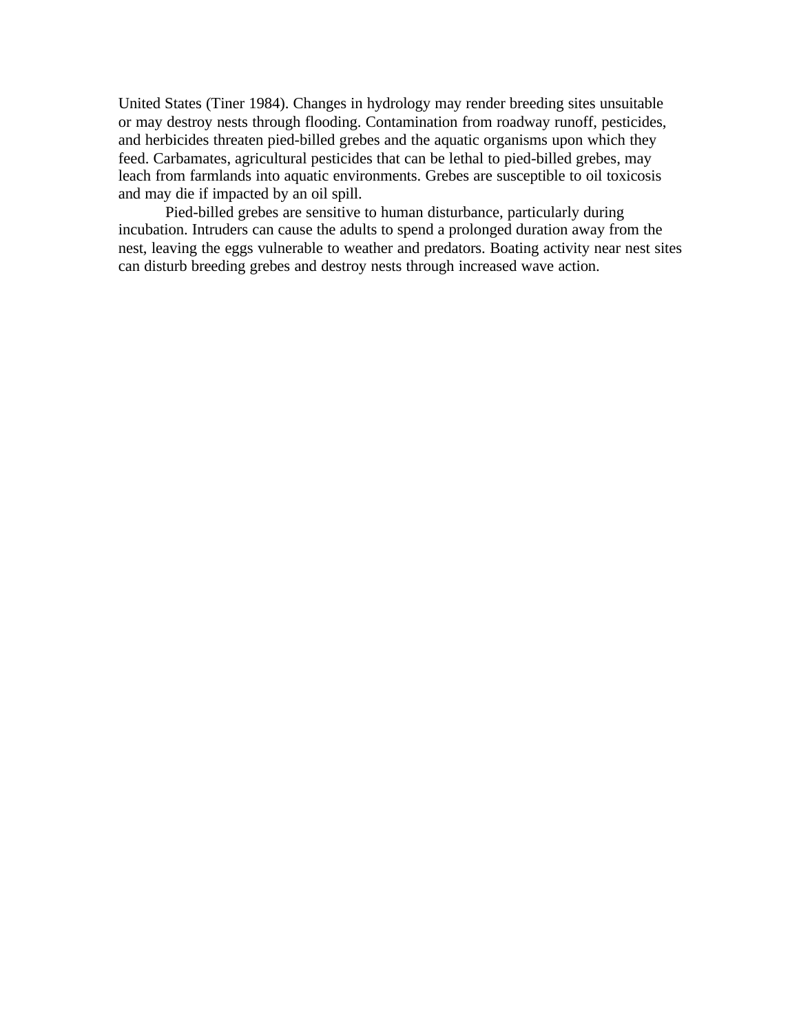United States (Tiner 1984). Changes in hydrology may render breeding sites unsuitable or may destroy nests through flooding. Contamination from roadway runoff, pesticides, and herbicides threaten pied-billed grebes and the aquatic organisms upon which they feed. Carbamates, agricultural pesticides that can be lethal to pied-billed grebes, may leach from farmlands into aquatic environments. Grebes are susceptible to oil toxicosis and may die if impacted by an oil spill.

Pied-billed grebes are sensitive to human disturbance, particularly during incubation. Intruders can cause the adults to spend a prolonged duration away from the nest, leaving the eggs vulnerable to weather and predators. Boating activity near nest sites can disturb breeding grebes and destroy nests through increased wave action.